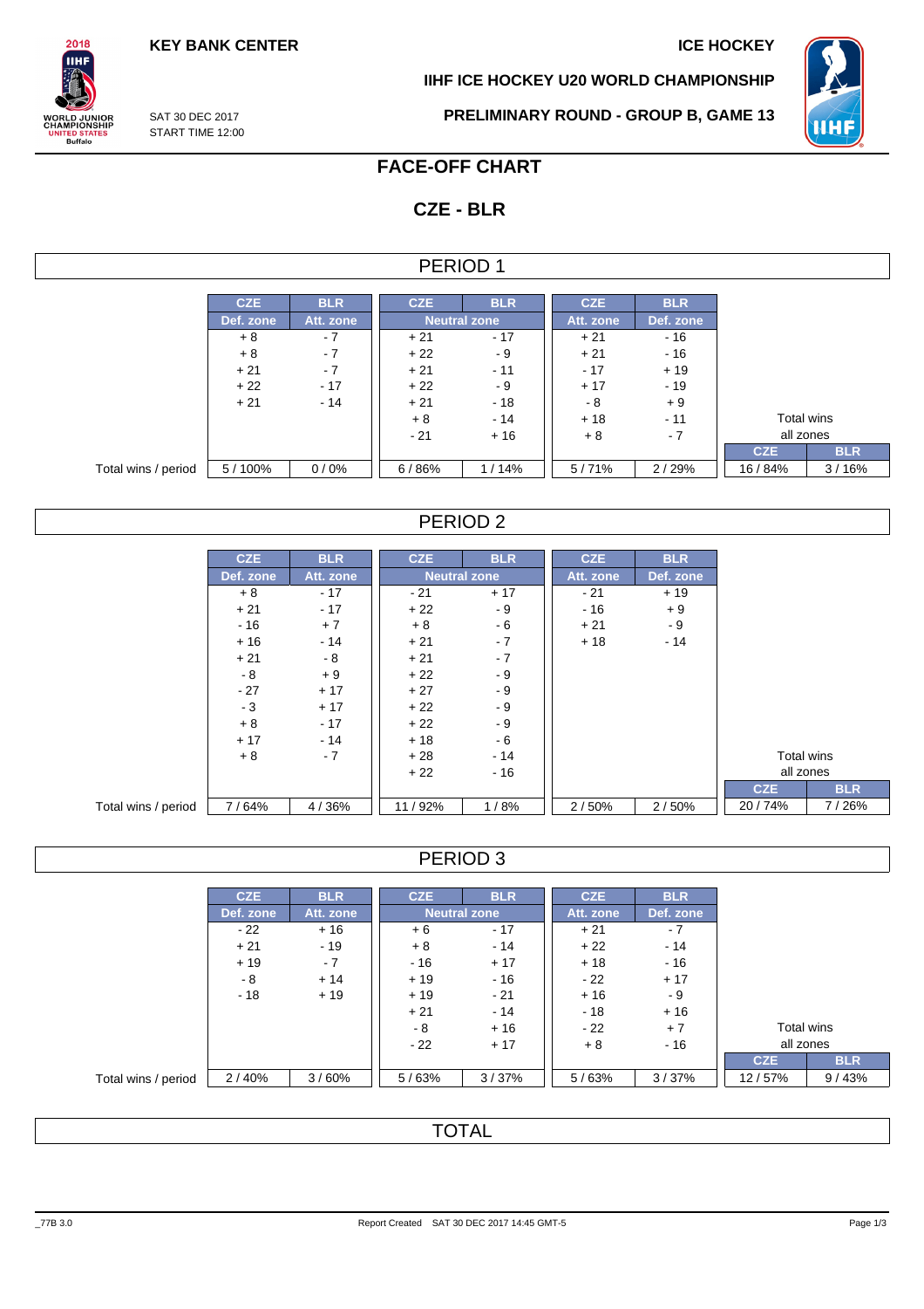KEY BANK CENTER

ICE HOCKEY

IIHF ICE HOCKEY U20 WORLD CHAMPIONSHIP

SAT 30 DEC 2017
START TIME 12:00

PRELIMINARY ROUND - GROUP B, GAME 13

# FACE-OFF CHART

## CZE - BLR

### PERIOD 1

| | CZE | BLR | CZE | BLR | CZE | BLR | | |
|---|---|---|---|---|---|---|---|---|
| | Def. zone | Att. zone | Neutral zone | | Att. zone | Def. zone | | |
| | + 8 | - 7 | + 21 | - 17 | + 21 | - 16 | | |
| | + 8 | - 7 | + 22 | - 9 | + 21 | - 16 | | |
| | + 21 | - 7 | + 21 | - 11 | - 17 | + 19 | | |
| | + 22 | - 17 | + 22 | - 9 | + 17 | - 19 | | |
| | + 21 | - 14 | + 21 | - 18 | - 8 | + 9 | | |
| | | | + 8 | - 14 | + 18 | - 11 | Total wins all zones | |
| | | | - 21 | + 16 | + 8 | - 7 | CZE | BLR |
| Total wins / period | 5 / 100% | 0 / 0% | 6 / 86% | 1 / 14% | 5 / 71% | 2 / 29% | 16 / 84% | 3 / 16% |

### PERIOD 2

| | CZE | BLR | CZE | BLR | CZE | BLR | | |
|---|---|---|---|---|---|---|---|---|
| | Def. zone | Att. zone | Neutral zone | | Att. zone | Def. zone | | |
| | + 8 | - 17 | - 21 | + 17 | - 21 | + 19 | | |
| | + 21 | - 17 | + 22 | - 9 | - 16 | + 9 | | |
| | - 16 | + 7 | + 8 | - 6 | + 21 | - 9 | | |
| | + 16 | - 14 | + 21 | - 7 | + 18 | - 14 | | |
| | + 21 | - 8 | + 21 | - 7 | | | | |
| | - 8 | + 9 | + 22 | - 9 | | | | |
| | - 27 | + 17 | + 27 | - 9 | | | | |
| | - 3 | + 17 | + 22 | - 9 | | | | |
| | + 8 | - 17 | + 22 | - 9 | | | | |
| | + 17 | - 14 | + 18 | - 6 | | | | |
| | + 8 | - 7 | + 28 | - 14 | | | Total wins all zones | |
| | | | + 22 | - 16 | | | CZE | BLR |
| Total wins / period | 7 / 64% | 4 / 36% | 11 / 92% | 1 / 8% | 2 / 50% | 2 / 50% | 20 / 74% | 7 / 26% |

### PERIOD 3

| | CZE | BLR | CZE | BLR | CZE | BLR | | |
|---|---|---|---|---|---|---|---|---|
| | Def. zone | Att. zone | Neutral zone | | Att. zone | Def. zone | | |
| | - 22 | + 16 | + 6 | - 17 | + 21 | - 7 | | |
| | + 21 | - 19 | + 8 | - 14 | + 22 | - 14 | | |
| | + 19 | - 7 | - 16 | + 17 | + 18 | - 16 | | |
| | - 8 | + 14 | + 19 | - 16 | - 22 | + 17 | | |
| | - 18 | + 19 | + 19 | - 21 | + 16 | - 9 | | |
| | | | + 21 | - 14 | - 18 | + 16 | | |
| | | | - 8 | + 16 | - 22 | + 7 | Total wins all zones | |
| | | | - 22 | + 17 | + 8 | - 16 | CZE | BLR |
| Total wins / period | 2 / 40% | 3 / 60% | 5 / 63% | 3 / 37% | 5 / 63% | 3 / 37% | 12 / 57% | 9 / 43% |

### TOTAL

_77B 3.0

Report Created SAT 30 DEC 2017 14:45 GMT-5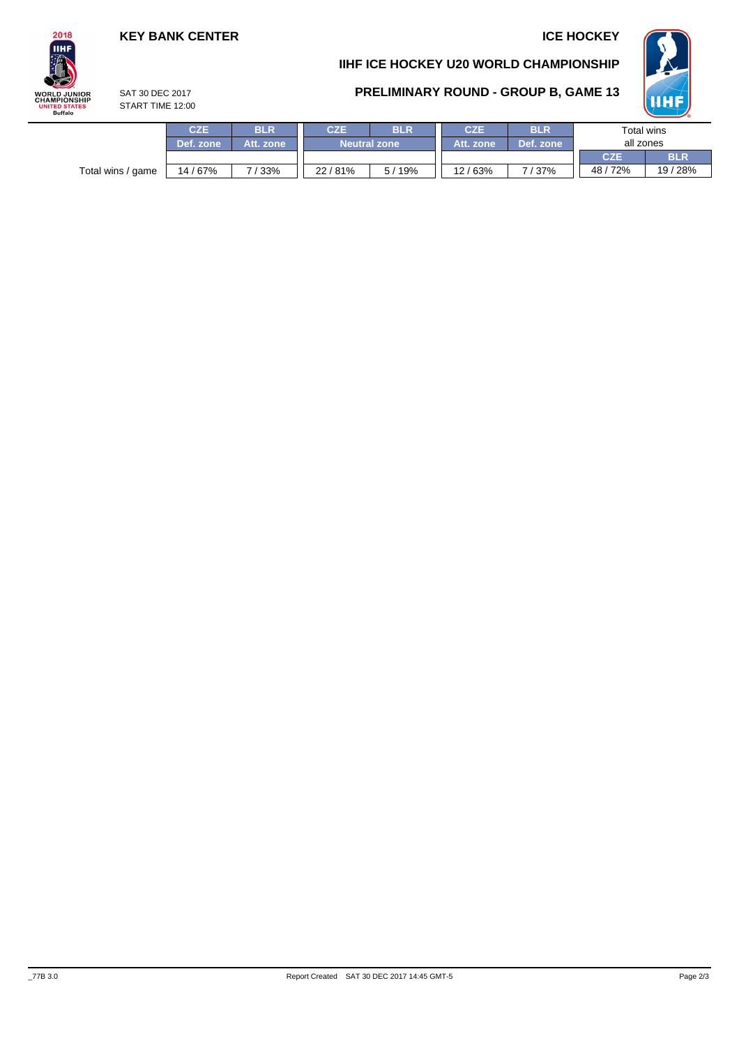KEY BANK CENTER

ICE HOCKEY

## IIHF ICE HOCKEY U20 WORLD CHAMPIONSHIP

SAT 30 DEC 2017
START TIME 12:00

## PRELIMINARY ROUND - GROUP B, GAME 13

| | CZE | BLR | CZE | BLR | CZE | BLR | Total wins all zones | |
|---|---|---|---|---|---|---|---|---|
| | Def. zone | Att. zone | Neutral zone | | Att. zone | Def. zone | CZE | BLR |
| Total wins / game | 14 / 67% | 7 / 33% | 22 / 81% | 5 / 19% | 12 / 63% | 7 / 37% | 48 / 72% | 19 / 28% |

_77B 3.0 Report Created SAT 30 DEC 2017 14:45 GMT-5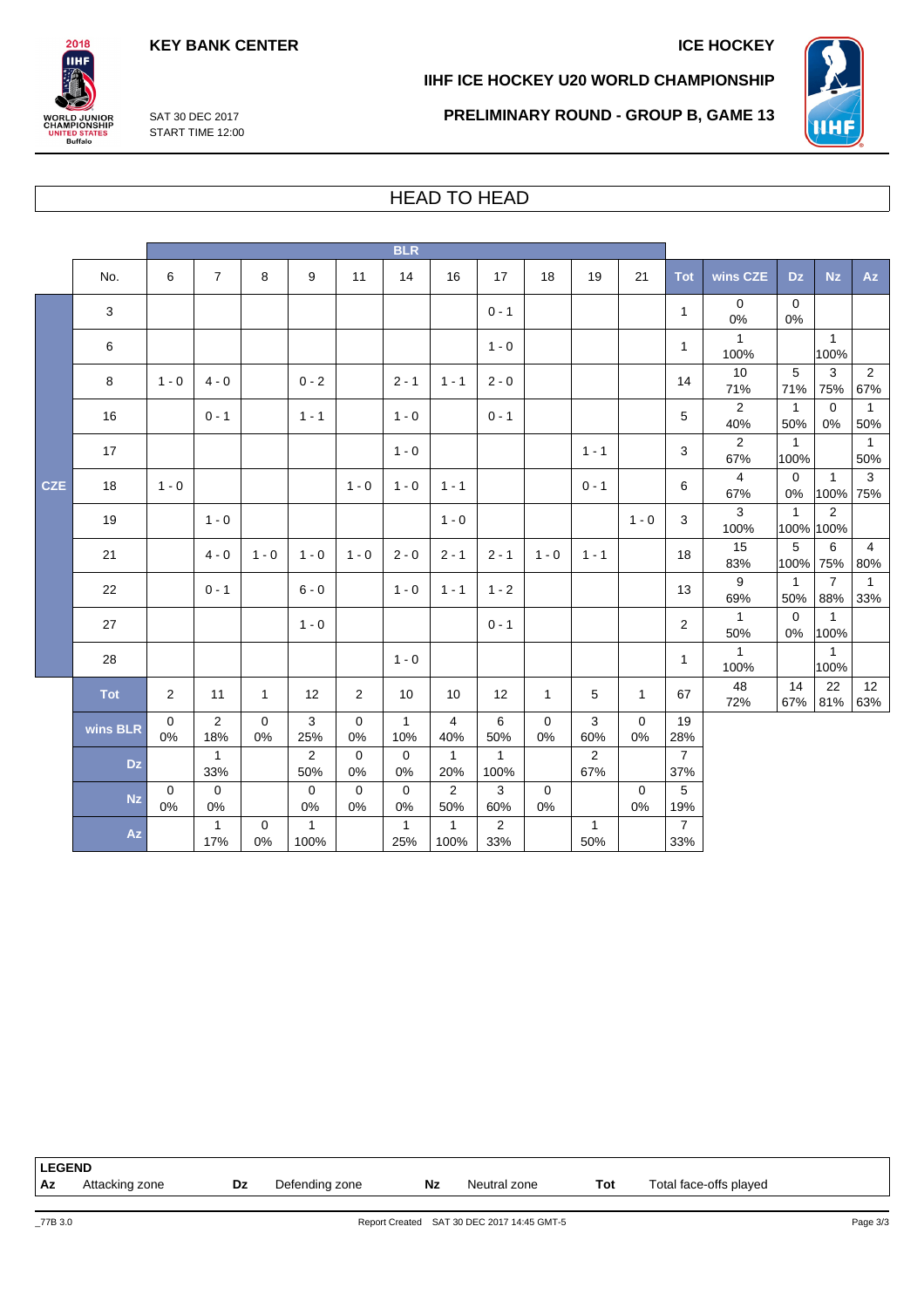KEY BANK CENTER

ICE HOCKEY

IIHF ICE HOCKEY U20 WORLD CHAMPIONSHIP

SAT 30 DEC 2017
START TIME 12:00

PRELIMINARY ROUND - GROUP B, GAME 13

# HEAD TO HEAD

| | | BLR | | | | | | | | | | | | | | | |
|---|---|---|---|---|---|---|---|---|---|---|---|---|---|---|---|---|---|
| | No. | 6 | 7 | 8 | 9 | 11 | 14 | 16 | 17 | 18 | 19 | 21 | Tot | wins CZE | Dz | Nz | Az |
| CZE | 3 | | | | | | | | 0 - 1 | | | | 1 | 0 0% | 0 0% | | |
| | 6 | | | | | | | | 1 - 0 | | | | 1 | 1 100% | | 1 100% | |
| | 8 | 1 - 0 | 4 - 0 | | 0 - 2 | | 2 - 1 | 1 - 1 | 2 - 0 | | | | 14 | 10 71% | 5 71% | 3 75% | 2 67% |
| | 16 | | 0 - 1 | | 1 - 1 | | 1 - 0 | | 0 - 1 | | | | 5 | 2 40% | 1 50% | 0 0% | 1 50% |
| | 17 | | | | | | 1 - 0 | | | | 1 - 1 | | 3 | 2 67% | 1 100% | | 1 50% |
| | 18 | 1 - 0 | | | | 1 - 0 | 1 - 0 | 1 - 1 | | | 0 - 1 | | 6 | 4 67% | 0 0% | 1 100% | 3 75% |
| | 19 | | 1 - 0 | | | | | 1 - 0 | | | | 1 - 0 | 3 | 3 100% | 1 100% | 2 100% | |
| | 21 | | 4 - 0 | 1 - 0 | 1 - 0 | 1 - 0 | 2 - 0 | 2 - 1 | 2 - 1 | 1 - 0 | 1 - 1 | | 18 | 15 83% | 5 100% | 6 75% | 4 80% |
| | 22 | | 0 - 1 | | 6 - 0 | | 1 - 0 | 1 - 1 | 1 - 2 | | | | 13 | 9 69% | 1 50% | 7 88% | 1 33% |
| | 27 | | | | 1 - 0 | | | | 0 - 1 | | | | 2 | 1 50% | 0 0% | 1 100% | |
| | 28 | | | | | | 1 - 0 | | | | | | 1 | 1 100% | | 1 100% | |
| | Tot | 2 | 11 | 1 | 12 | 2 | 10 | 10 | 12 | 1 | 5 | 1 | 67 | 48 72% | 14 67% | 22 81% | 12 63% |
| | wins BLR | 0 0% | 2 18% | 0 0% | 3 25% | 0 0% | 1 10% | 4 40% | 6 50% | 0 0% | 3 60% | 0 0% | 19 28% | | | | |
| | Dz | | 1 33% | | 2 50% | 0 0% | 0 0% | 1 20% | 1 100% | | 2 67% | | 7 37% | | | | |
| | Nz | 0 0% | 0 0% | | 0 0% | 0 0% | 0 0% | 2 50% | 3 60% | 0 0% | | 0 0% | 5 19% | | | | |
| | Az | | 1 17% | 0 0% | 1 100% | | 1 25% | 1 100% | 2 33% | | 1 50% | | 7 33% | | | | |

**LEGEND**

| | | | | | | | |
|---|---|---|---|---|---|---|---|
| Az | Attacking zone | Dz | Defending zone | Nz | Neutral zone | Tot | Total face-offs played |

_77B 3.0 Report Created SAT 30 DEC 2017 14:45 GMT-5